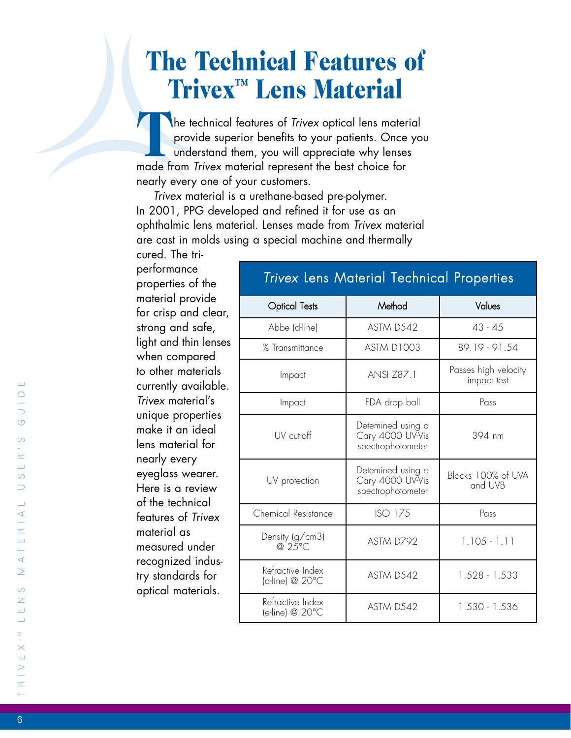# The Technical Features of Trivex™ Lens Material

The technical features of *Trivex* optical lens material provide superior benefits to your patients. Once you understand them, you will appreciate why lenses made from *Trivex* material represent the best choice for nearly every one of your customers.

*Trivex* material is a urethane-based pre-polymer. In 2001, PPG developed and refined it for use as an ophthalmic lens material. Lenses made from *Trivex* material are cast in molds using a special machine and thermally cured. The tri-performance properties of the material provide for crisp and clear, strong and safe, light and thin lenses when compared to other materials currently available. *Trivex* material's unique properties make it an ideal lens material for nearly every eyeglass wearer. Here is a review of the technical features of *Trivex* material as measured under recognized industry standards for optical materials.

| *Trivex* Lens Material Technical Properties | | |
|---|---|---|
| Optical Tests | Method | Values |
| Abbe (d-line) | ASTM D542 | 43 - 45 |
| % Transmittance | ASTM D1003 | 89.19 - 91.54 |
| Impact | ANSI Z87.1 | Passes high velocity impact test |
| Impact | FDA drop ball | Pass |
| UV cut-off | Detemined using a Cary 4000 UV-Vis spectrophotometer | 394 nm |
| UV protection | Detemined using a Cary 4000 UV-Vis spectrophotometer | Blocks 100% of UVA and UVB |
| Chemical Resistance | ISO 175 | Pass |
| Density (g/cm3) @ 25°C | ASTM D792 | 1.105 - 1.11 |
| Refractive Index (d-line) @ 20°C | ASTM D542 | 1.528 - 1.533 |
| Refractive Index (e-line) @ 20°C | ASTM D542 | 1.530 - 1.536 |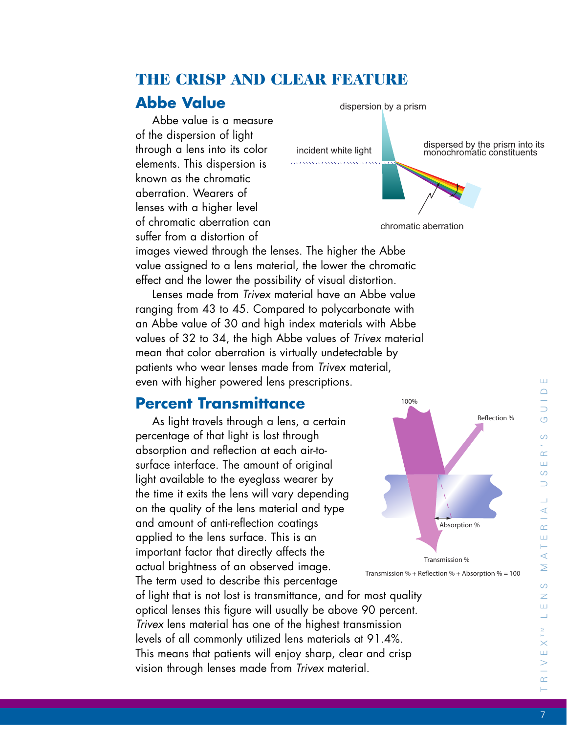# THE CRISP AND CLEAR FEATURE

## Abbe Value

Abbe value is a measure of the dispersion of light through a lens into its color elements. This dispersion is known as the chromatic aberration. Wearers of lenses with a higher level of chromatic aberration can suffer from a distortion of images viewed through the lenses. The higher the Abbe value assigned to a lens material, the lower the chromatic effect and the lower the possibility of visual distortion.

Lenses made from *Trivex* material have an Abbe value ranging from 43 to 45. Compared to polycarbonate with an Abbe value of 30 and high index materials with Abbe values of 32 to 34, the high Abbe values of *Trivex* material mean that color aberration is virtually undetectable by patients who wear lenses made from *Trivex* material, even with higher powered lens prescriptions.

dispersion by a prism

incident white light

dispersed by the prism into its monochromatic constituents

chromatic aberration

## Percent Transmittance

As light travels through a lens, a certain percentage of that light is lost through absorption and reflection at each air-to-surface interface. The amount of original light available to the eyeglass wearer by the time it exits the lens will vary depending on the quality of the lens material and type and amount of anti-reflection coatings applied to the lens surface. This is an important factor that directly affects the actual brightness of an observed image. The term used to describe this percentage of light that is not lost is transmittance, and for most quality optical lenses this figure will usually be above 90 percent. *Trivex* lens material has one of the highest transmission levels of all commonly utilized lens materials at 91.4%. This means that patients will enjoy sharp, clear and crisp vision through lenses made from *Trivex* material.

100%

Reflection %

Absorption %

Transmission %

Transmission % + Reflection % + Absorption % = 100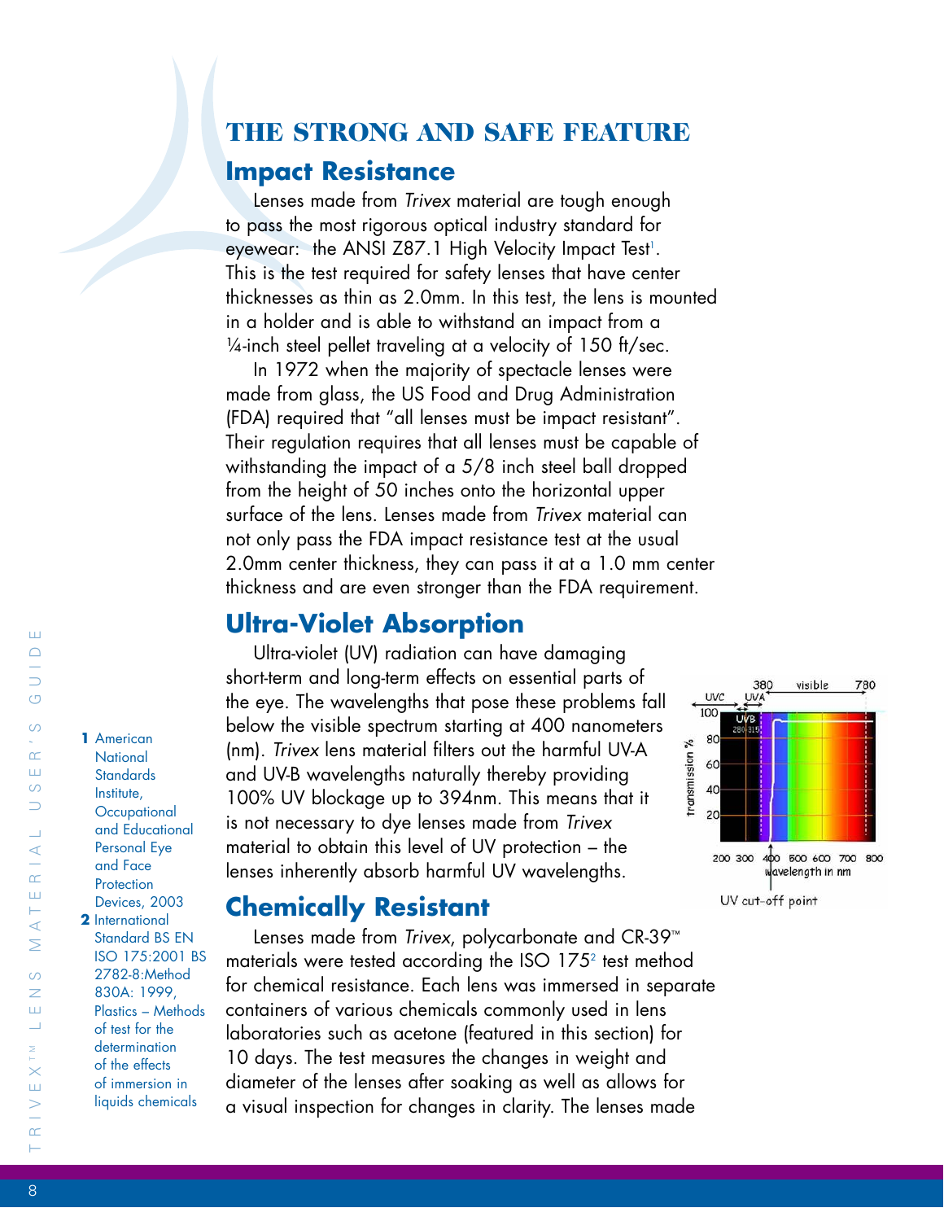# THE STRONG AND SAFE FEATURE

## Impact Resistance

Lenses made from *Trivex* material are tough enough to pass the most rigorous optical industry standard for eyewear: the ANSI Z87.1 High Velocity Impact Test[1]. This is the test required for safety lenses that have center thicknesses as thin as 2.0mm. In this test, the lens is mounted in a holder and is able to withstand an impact from a ¼-inch steel pellet traveling at a velocity of 150 ft/sec.

In 1972 when the majority of spectacle lenses were made from glass, the US Food and Drug Administration (FDA) required that "all lenses must be impact resistant". Their regulation requires that all lenses must be capable of withstanding the impact of a 5/8 inch steel ball dropped from the height of 50 inches onto the horizontal upper surface of the lens. Lenses made from *Trivex* material can not only pass the FDA impact resistance test at the usual 2.0mm center thickness, they can pass it at a 1.0 mm center thickness and are even stronger than the FDA requirement.

## Ultra-Violet Absorption

Ultra-violet (UV) radiation can have damaging short-term and long-term effects on essential parts of the eye. The wavelengths that pose these problems fall below the visible spectrum starting at 400 nanometers (nm). *Trivex* lens material filters out the harmful UV-A and UV-B wavelengths naturally thereby providing 100% UV blockage up to 394nm. This means that it is not necessary to dye lenses made from *Trivex* material to obtain this level of UV protection – the lenses inherently absorb harmful UV wavelengths.

UV cut-off point

## Chemically Resistant

Lenses made from *Trivex*, polycarbonate and CR-39™ materials were tested according the ISO 175[2] test method for chemical resistance. Each lens was immersed in separate containers of various chemicals commonly used in lens laboratories such as acetone (featured in this section) for 10 days. The test measures the changes in weight and diameter of the lenses after soaking as well as allows for a visual inspection for changes in clarity. The lenses made

---

1 American National Standards Institute, Occupational and Educational Personal Eye and Face Protection Devices, 2003

2 International Standard BS EN ISO 175:2001 BS 2782-8:Method 830A: 1999, Plastics – Methods of test for the determination of the effects of immersion in liquids chemicals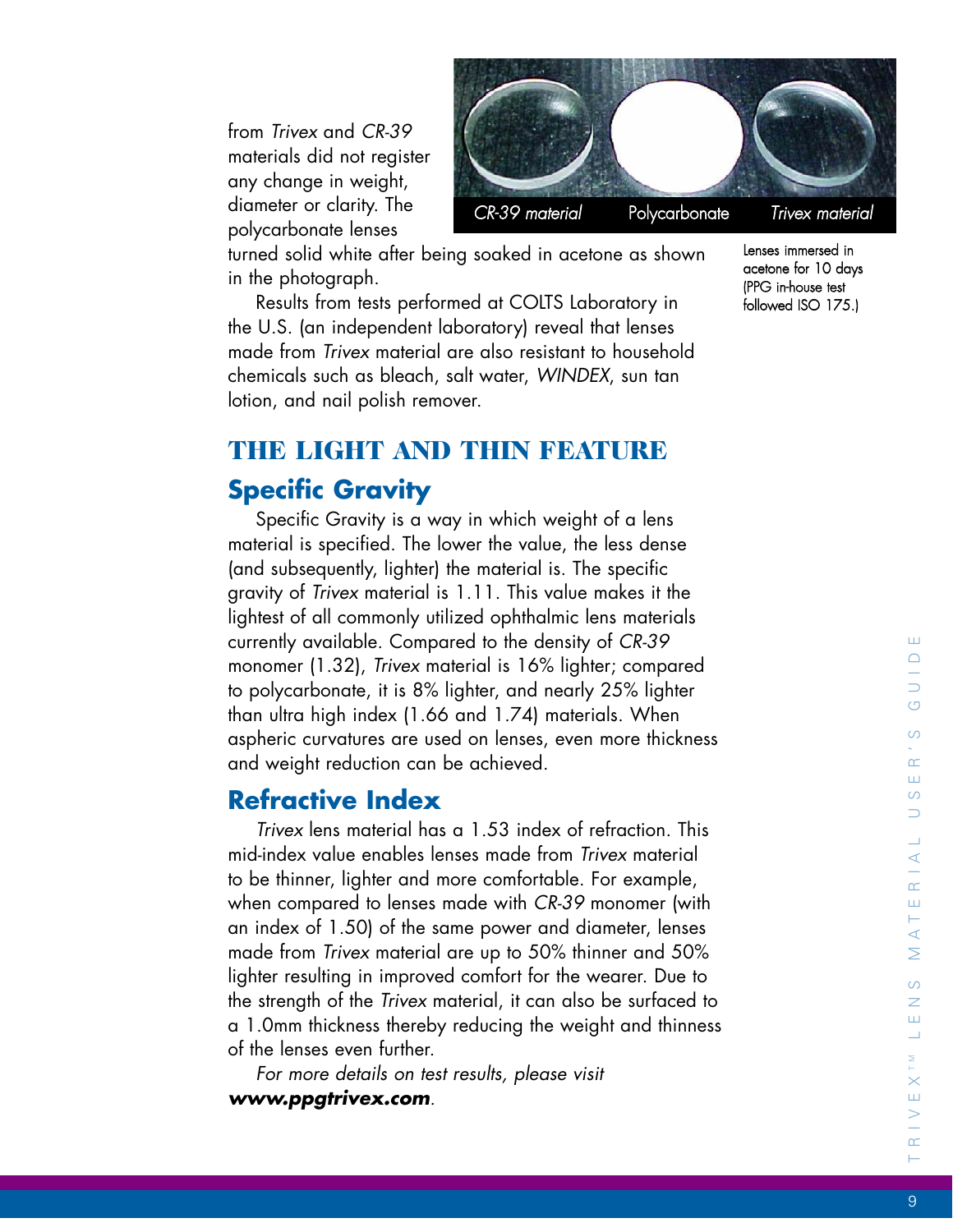from *Trivex* and *CR-39* materials did not register any change in weight, diameter or clarity. The polycarbonate lenses turned solid white after being soaked in acetone as shown in the photograph.

*CR-39 material* Polycarbonate *Trivex material*

Lenses immersed in acetone for 10 days (PPG in-house test followed ISO 175.)

Results from tests performed at COLTS Laboratory in the U.S. (an independent laboratory) reveal that lenses made from *Trivex* material are also resistant to household chemicals such as bleach, salt water, *WINDEX*, sun tan lotion, and nail polish remover.

## THE LIGHT AND THIN FEATURE

### Specific Gravity

Specific Gravity is a way in which weight of a lens material is specified. The lower the value, the less dense (and subsequently, lighter) the material is. The specific gravity of *Trivex* material is 1.11. This value makes it the lightest of all commonly utilized ophthalmic lens materials currently available. Compared to the density of *CR-39* monomer (1.32), *Trivex* material is 16% lighter; compared to polycarbonate, it is 8% lighter, and nearly 25% lighter than ultra high index (1.66 and 1.74) materials. When aspheric curvatures are used on lenses, even more thickness and weight reduction can be achieved.

### Refractive Index

*Trivex* lens material has a 1.53 index of refraction. This mid-index value enables lenses made from *Trivex* material to be thinner, lighter and more comfortable. For example, when compared to lenses made with *CR-39* monomer (with an index of 1.50) of the same power and diameter, lenses made from *Trivex* material are up to 50% thinner and 50% lighter resulting in improved comfort for the wearer. Due to the strength of the *Trivex* material, it can also be surfaced to a 1.0mm thickness thereby reducing the weight and thinness of the lenses even further.

*For more details on test results, please visit* ***www.ppgtrivex.com***.